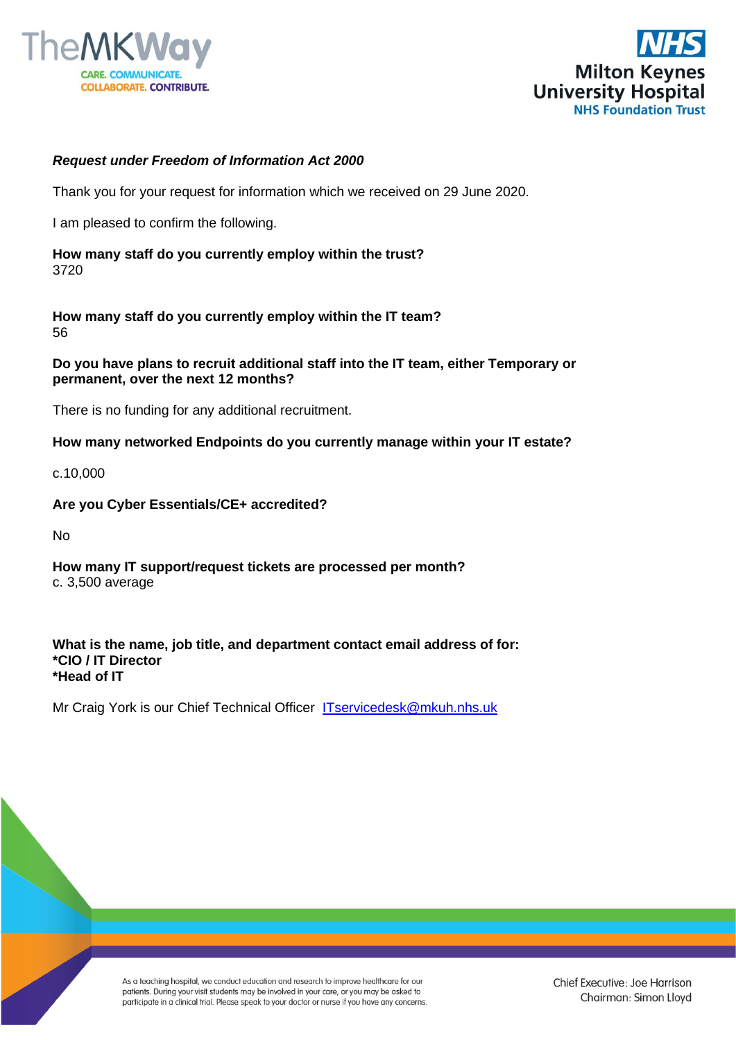***Request under Freedom of Information Act 2000***

Thank you for your request for information which we received on 29 June 2020.

I am pleased to confirm the following.

**How many staff do you currently employ within the trust?**
3720

**How many staff do you currently employ within the IT team?**
56

**Do you have plans to recruit additional staff into the IT team, either Temporary or permanent, over the next 12 months?**

There is no funding for any additional recruitment.

**How many networked Endpoints do you currently manage within your IT estate?**

c.10,000

**Are you Cyber Essentials/CE+ accredited?**

No

**How many IT support/request tickets are processed per month?**
c. 3,500 average

**What is the name, job title, and department contact email address of for:**
**\*CIO / IT Director**
**\*Head of IT**

Mr Craig York is our Chief Technical Officer  ITservicedesk@mkuh.nhs.uk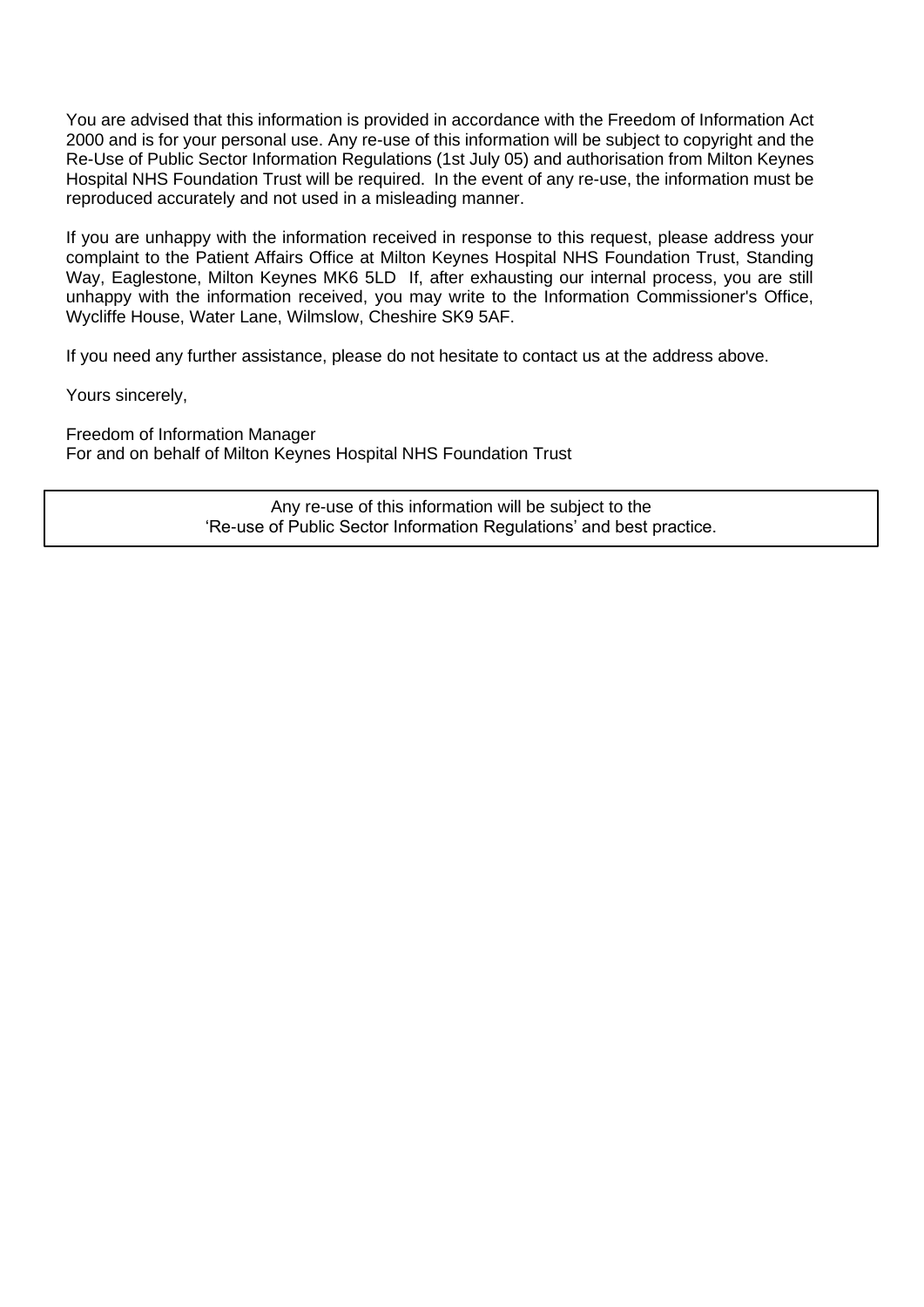You are advised that this information is provided in accordance with the Freedom of Information Act 2000 and is for your personal use. Any re-use of this information will be subject to copyright and the Re-Use of Public Sector Information Regulations (1st July 05) and authorisation from Milton Keynes Hospital NHS Foundation Trust will be required. In the event of any re-use, the information must be reproduced accurately and not used in a misleading manner.

If you are unhappy with the information received in response to this request, please address your complaint to the Patient Affairs Office at Milton Keynes Hospital NHS Foundation Trust, Standing Way, Eaglestone, Milton Keynes MK6 5LD If, after exhausting our internal process, you are still unhappy with the information received, you may write to the Information Commissioner's Office, Wycliffe House, Water Lane, Wilmslow, Cheshire SK9 5AF.

If you need any further assistance, please do not hesitate to contact us at the address above.

Yours sincerely,

Freedom of Information Manager
For and on behalf of Milton Keynes Hospital NHS Foundation Trust

| |
|---|
| Any re-use of this information will be subject to the 'Re-use of Public Sector Information Regulations' and best practice. |